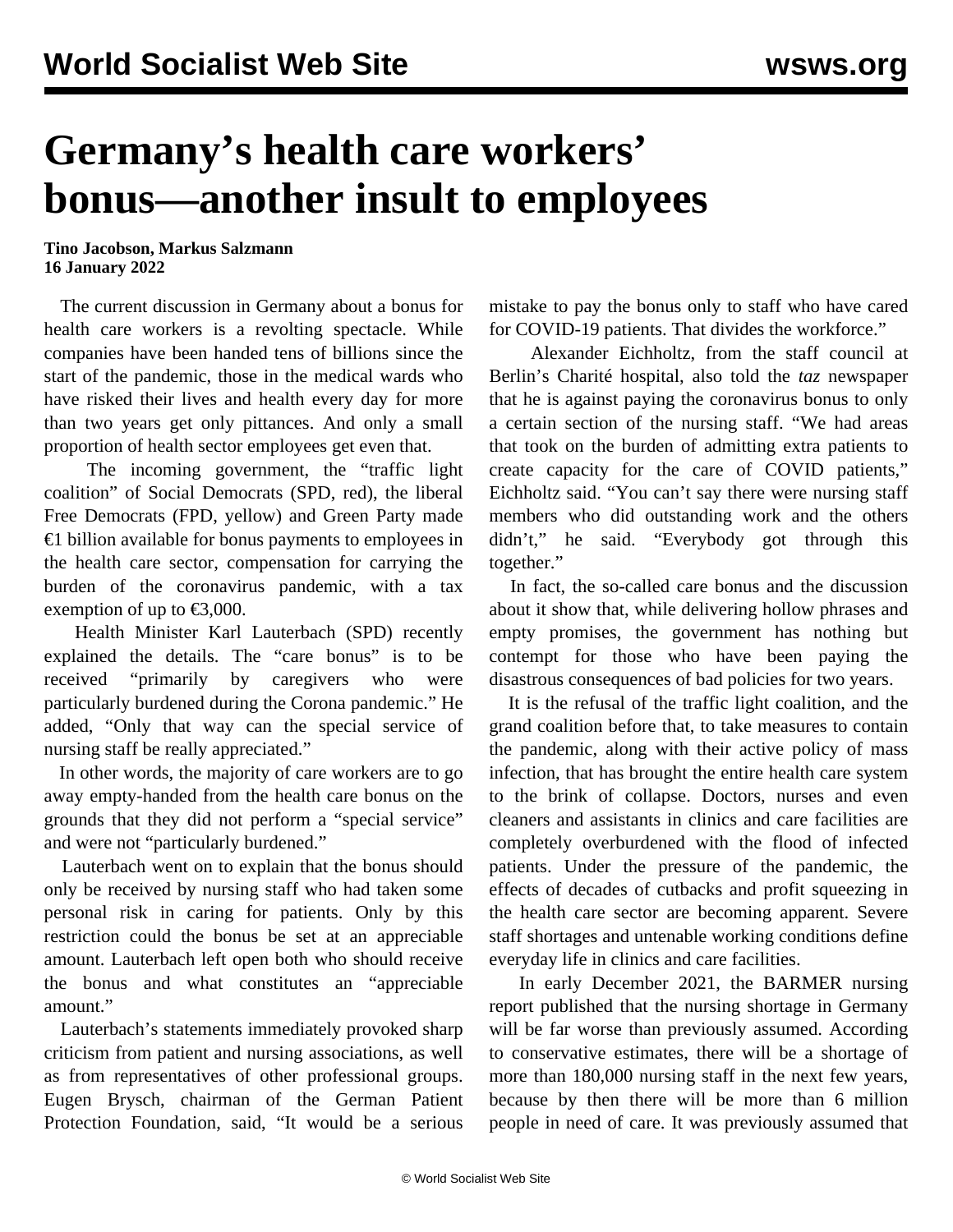# Germany’s health care workers’ bonus—another insult to employees

**Tino Jacobson, Markus Salzmann**
**16 January 2022**

The current discussion in Germany about a bonus for health care workers is a revolting spectacle. While companies have been handed tens of billions since the start of the pandemic, those in the medical wards who have risked their lives and health every day for more than two years get only pittances. And only a small proportion of health sector employees get even that.

The incoming government, the “traffic light coalition” of Social Democrats (SPD, red), the liberal Free Democrats (FPD, yellow) and Green Party made €1 billion available for bonus payments to employees in the health care sector, compensation for carrying the burden of the coronavirus pandemic, with a tax exemption of up to €3,000.

Health Minister Karl Lauterbach (SPD) recently explained the details. The “care bonus” is to be received “primarily by caregivers who were particularly burdened during the Corona pandemic.” He added, “Only that way can the special service of nursing staff be really appreciated.”

In other words, the majority of care workers are to go away empty-handed from the health care bonus on the grounds that they did not perform a “special service” and were not “particularly burdened.”

Lauterbach went on to explain that the bonus should only be received by nursing staff who had taken some personal risk in caring for patients. Only by this restriction could the bonus be set at an appreciable amount. Lauterbach left open both who should receive the bonus and what constitutes an “appreciable amount.”

Lauterbach’s statements immediately provoked sharp criticism from patient and nursing associations, as well as from representatives of other professional groups. Eugen Brysch, chairman of the German Patient Protection Foundation, said, “It would be a serious mistake to pay the bonus only to staff who have cared for COVID-19 patients. That divides the workforce.”

Alexander Eichholtz, from the staff council at Berlin’s Charité hospital, also told the *taz* newspaper that he is against paying the coronavirus bonus to only a certain section of the nursing staff. “We had areas that took on the burden of admitting extra patients to create capacity for the care of COVID patients,” Eichholtz said. “You can’t say there were nursing staff members who did outstanding work and the others didn’t,” he said. “Everybody got through this together.”

In fact, the so-called care bonus and the discussion about it show that, while delivering hollow phrases and empty promises, the government has nothing but contempt for those who have been paying the disastrous consequences of bad policies for two years.

It is the refusal of the traffic light coalition, and the grand coalition before that, to take measures to contain the pandemic, along with their active policy of mass infection, that has brought the entire health care system to the brink of collapse. Doctors, nurses and even cleaners and assistants in clinics and care facilities are completely overburdened with the flood of infected patients. Under the pressure of the pandemic, the effects of decades of cutbacks and profit squeezing in the health care sector are becoming apparent. Severe staff shortages and untenable working conditions define everyday life in clinics and care facilities.

In early December 2021, the BARMER nursing report published that the nursing shortage in Germany will be far worse than previously assumed. According to conservative estimates, there will be a shortage of more than 180,000 nursing staff in the next few years, because by then there will be more than 6 million people in need of care. It was previously assumed that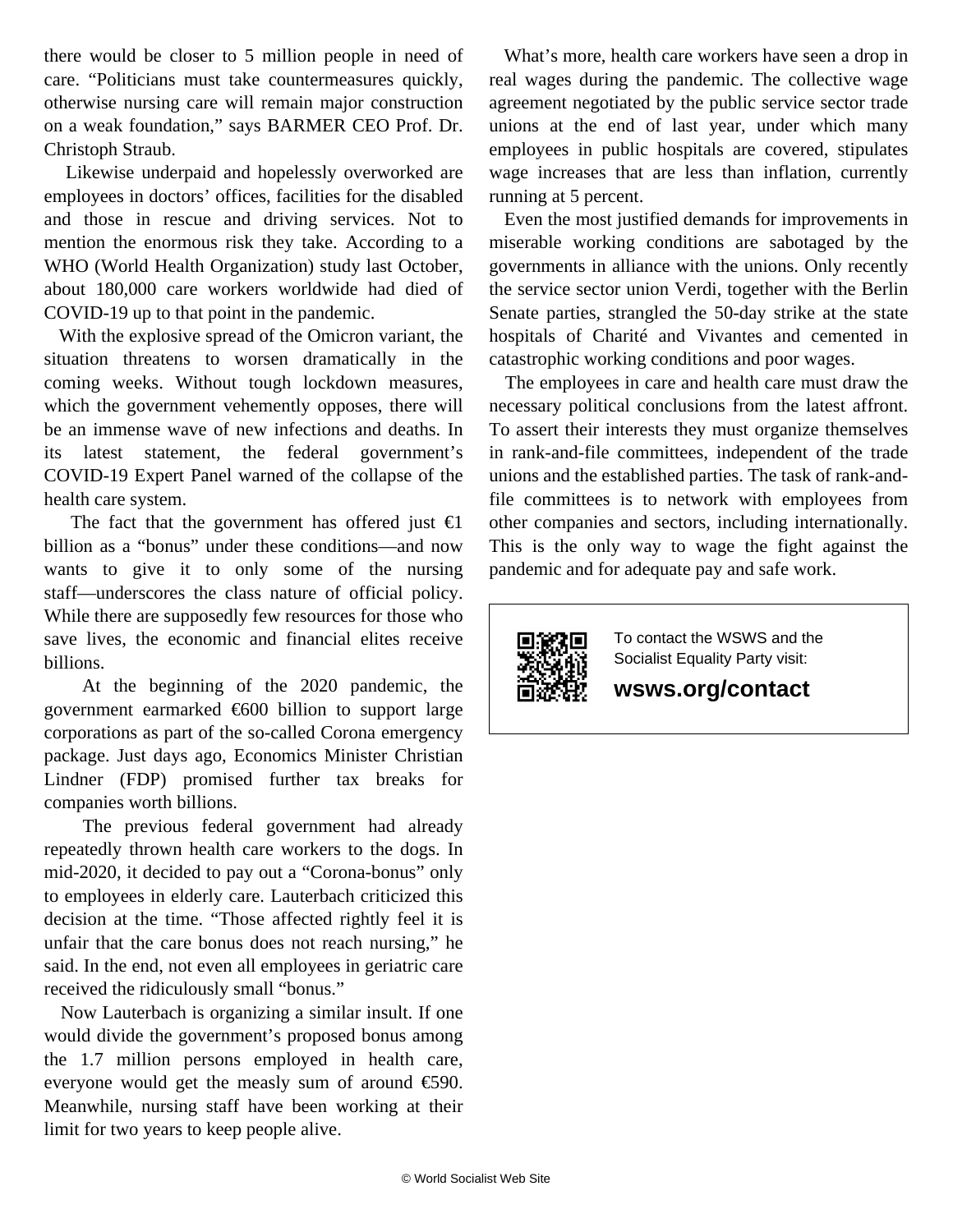there would be closer to 5 million people in need of care. "Politicians must take countermeasures quickly, otherwise nursing care will remain major construction on a weak foundation," says BARMER CEO Prof. Dr. Christoph Straub.

Likewise underpaid and hopelessly overworked are employees in doctors' offices, facilities for the disabled and those in rescue and driving services. Not to mention the enormous risk they take. According to a WHO (World Health Organization) study last October, about 180,000 care workers worldwide had died of COVID-19 up to that point in the pandemic.

With the explosive spread of the Omicron variant, the situation threatens to worsen dramatically in the coming weeks. Without tough lockdown measures, which the government vehemently opposes, there will be an immense wave of new infections and deaths. In its latest statement, the federal government's COVID-19 Expert Panel warned of the collapse of the health care system.

The fact that the government has offered just €1 billion as a "bonus" under these conditions—and now wants to give it to only some of the nursing staff—underscores the class nature of official policy. While there are supposedly few resources for those who save lives, the economic and financial elites receive billions.

At the beginning of the 2020 pandemic, the government earmarked €600 billion to support large corporations as part of the so-called Corona emergency package. Just days ago, Economics Minister Christian Lindner (FDP) promised further tax breaks for companies worth billions.

The previous federal government had already repeatedly thrown health care workers to the dogs. In mid-2020, it decided to pay out a "Corona-bonus" only to employees in elderly care. Lauterbach criticized this decision at the time. "Those affected rightly feel it is unfair that the care bonus does not reach nursing," he said. In the end, not even all employees in geriatric care received the ridiculously small "bonus."

Now Lauterbach is organizing a similar insult. If one would divide the government's proposed bonus among the 1.7 million persons employed in health care, everyone would get the measly sum of around €590. Meanwhile, nursing staff have been working at their limit for two years to keep people alive.

What's more, health care workers have seen a drop in real wages during the pandemic. The collective wage agreement negotiated by the public service sector trade unions at the end of last year, under which many employees in public hospitals are covered, stipulates wage increases that are less than inflation, currently running at 5 percent.

Even the most justified demands for improvements in miserable working conditions are sabotaged by the governments in alliance with the unions. Only recently the service sector union Verdi, together with the Berlin Senate parties, strangled the 50-day strike at the state hospitals of Charité and Vivantes and cemented in catastrophic working conditions and poor wages.

The employees in care and health care must draw the necessary political conclusions from the latest affront. To assert their interests they must organize themselves in rank-and-file committees, independent of the trade unions and the established parties. The task of rank-and-file committees is to network with employees from other companies and sectors, including internationally. This is the only way to wage the fight against the pandemic and for adequate pay and safe work.

To contact the WSWS and the Socialist Equality Party visit:

**wsws.org/contact**